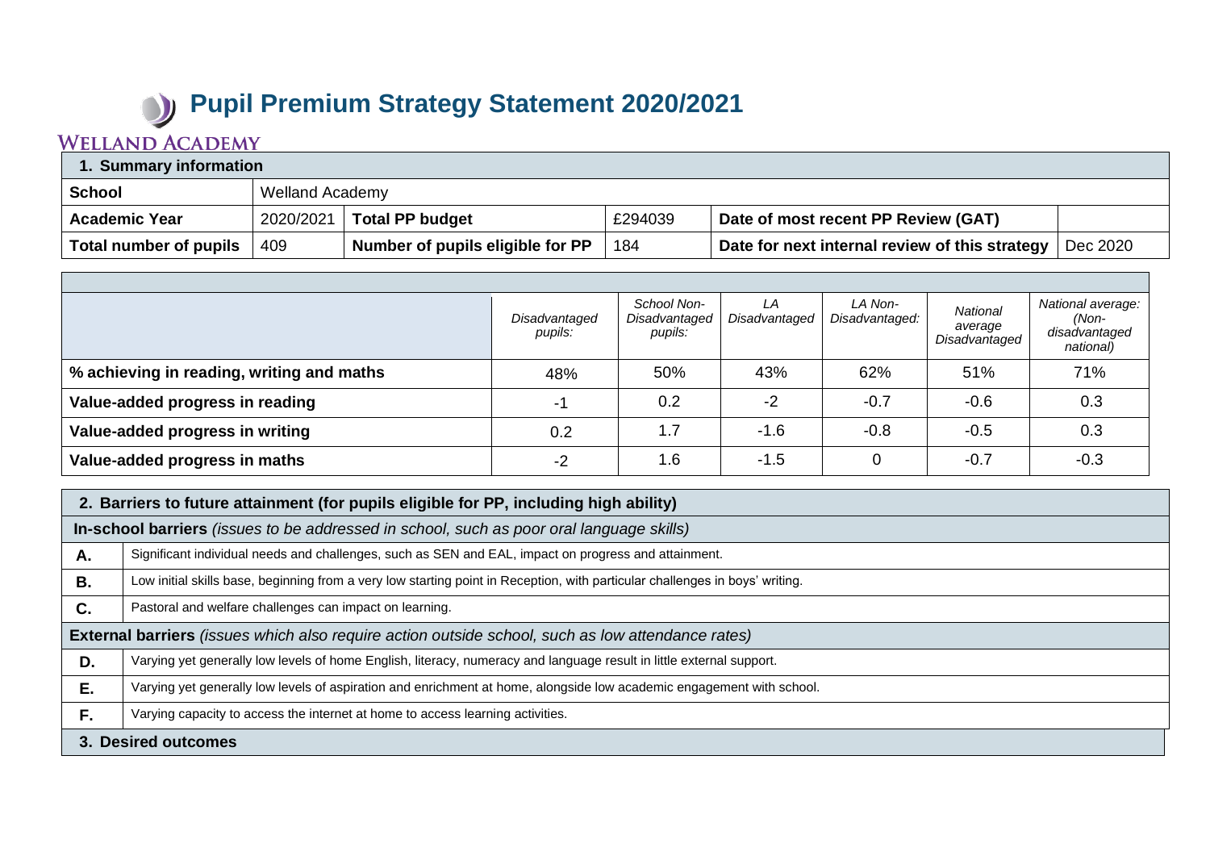# Pupil Premium Strategy Statement 2020/2021

**Welland Academy**

| 1. Summary information | | | | | |
|---|---|---|---|---|---|
| **School** | Welland Academy | | | | |
| **Academic Year** | 2020/2021 | **Total PP budget** | £294039 | **Date of most recent PP Review (GAT)** | |
| **Total number of pupils** | 409 | **Number of pupils eligible for PP** | 184 | **Date for next internal review of this strategy** | Dec 2020 |

| | *Disadvantaged pupils:* | *School Non-Disadvantaged pupils:* | *LA Disadvantaged* | *LA Non-Disadvantaged:* | *National average Disadvantaged* | *National average: (Non-disadvantaged national)* |
|---|---|---|---|---|---|---|
| **% achieving in reading, writing and maths** | 48% | 50% | 43% | 62% | 51% | 71% |
| **Value-added progress in reading** | -1 | 0.2 | -2 | -0.7 | -0.6 | 0.3 |
| **Value-added progress in writing** | 0.2 | 1.7 | -1.6 | -0.8 | -0.5 | 0.3 |
| **Value-added progress in maths** | -2 | 1.6 | -1.5 | 0 | -0.7 | -0.3 |

| 2. Barriers to future attainment (for pupils eligible for PP, including high ability) | |
|---|---|
| **In-school barriers** *(issues to be addressed in school, such as poor oral language skills)* | |
| **A.** | Significant individual needs and challenges, such as SEN and EAL, impact on progress and attainment. |
| **B.** | Low initial skills base, beginning from a very low starting point in Reception, with particular challenges in boys' writing. |
| **C.** | Pastoral and welfare challenges can impact on learning. |
| **External barriers** *(issues which also require action outside school, such as low attendance rates)* | |
| **D.** | Varying yet generally low levels of home English, literacy, numeracy and language result in little external support. |
| **E.** | Varying yet generally low levels of aspiration and enrichment at home, alongside low academic engagement with school. |
| **F.** | Varying capacity to access the internet at home to access learning activities. |

## 3. Desired outcomes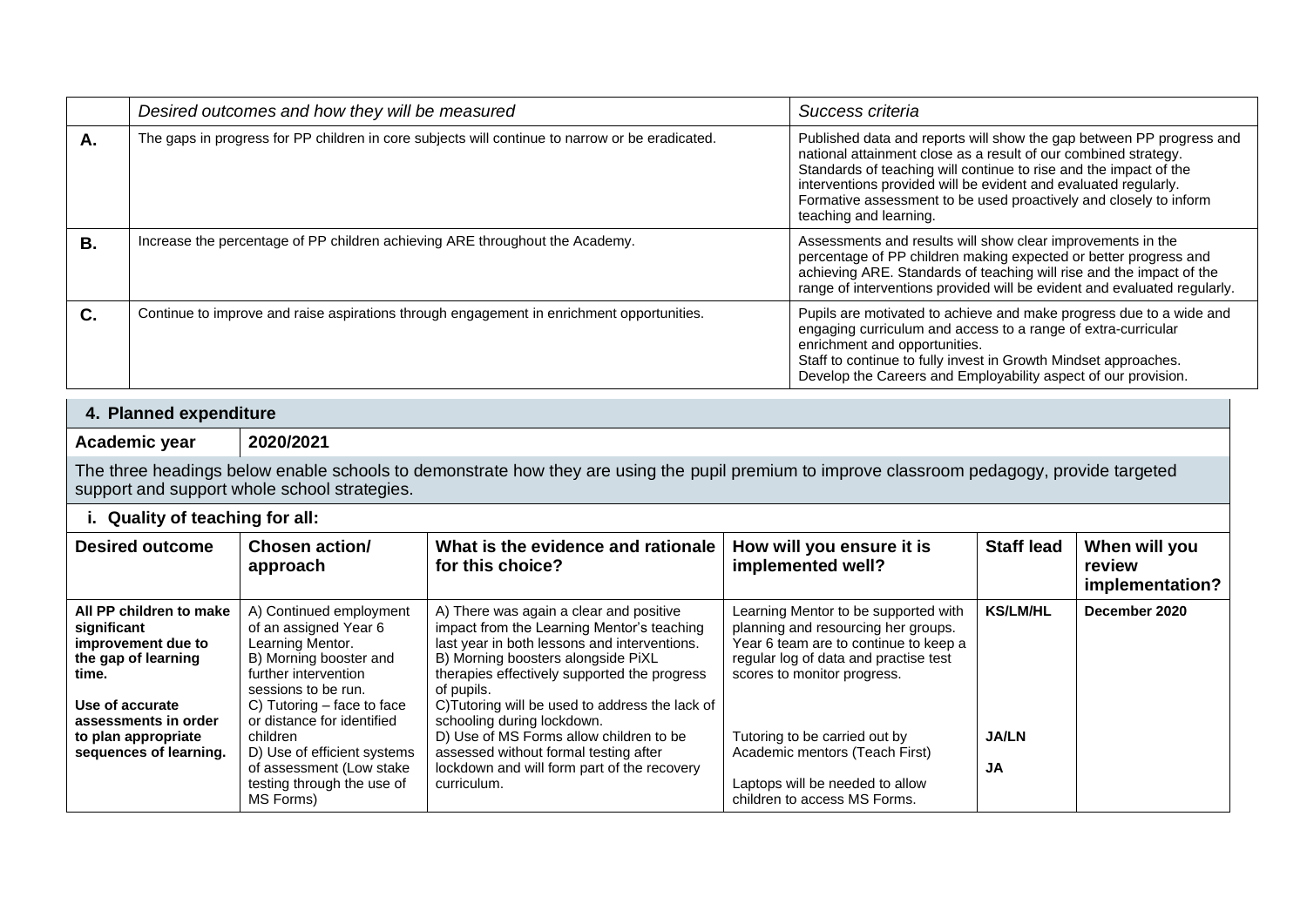| | *Desired outcomes and how they will be measured* | *Success criteria* |
|---|---|---|
| **A.** | The gaps in progress for PP children in core subjects will continue to narrow or be eradicated. | Published data and reports will show the gap between PP progress and national attainment close as a result of our combined strategy. Standards of teaching will continue to rise and the impact of the interventions provided will be evident and evaluated regularly. Formative assessment to be used proactively and closely to inform teaching and learning. |
| **B.** | Increase the percentage of PP children achieving ARE throughout the Academy. | Assessments and results will show clear improvements in the percentage of PP children making expected or better progress and achieving ARE. Standards of teaching will rise and the impact of the range of interventions provided will be evident and evaluated regularly. |
| **C.** | Continue to improve and raise aspirations through engagement in enrichment opportunities. | Pupils are motivated to achieve and make progress due to a wide and engaging curriculum and access to a range of extra-curricular enrichment and opportunities.<br>Staff to continue to fully invest in Growth Mindset approaches.<br>Develop the Careers and Employability aspect of our provision. |

## 4. Planned expenditure

**Academic year** | **2020/2021**

The three headings below enable schools to demonstrate how they are using the pupil premium to improve classroom pedagogy, provide targeted support and support whole school strategies.

### i. Quality of teaching for all:

| Desired outcome | Chosen action/ approach | What is the evidence and rationale for this choice? | How will you ensure it is implemented well? | Staff lead | When will you review implementation? |
|---|---|---|---|---|---|
| **All PP children to make significant improvement due to the gap of learning time.**<br><br>**Use of accurate assessments in order to plan appropriate sequences of learning.** | A) Continued employment of an assigned Year 6 Learning Mentor.<br>B) Morning booster and further intervention sessions to be run.<br>C) Tutoring – face to face or distance for identified children<br>D) Use of efficient systems of assessment (Low stake testing through the use of MS Forms) | A) There was again a clear and positive impact from the Learning Mentor's teaching last year in both lessons and interventions.<br>B) Morning boosters alongside PiXL therapies effectively supported the progress of pupils.<br>C)Tutoring will be used to address the lack of schooling during lockdown.<br>D) Use of MS Forms allow children to be assessed without formal testing after lockdown and will form part of the recovery curriculum. | Learning Mentor to be supported with planning and resourcing her groups. Year 6 team are to continue to keep a regular log of data and practise test scores to monitor progress.<br><br>Tutoring to be carried out by Academic mentors (Teach First)<br><br>Laptops will be needed to allow children to access MS Forms. | **KS/LM/HL**<br><br>**JA/LN**<br><br>**JA** | **December 2020** |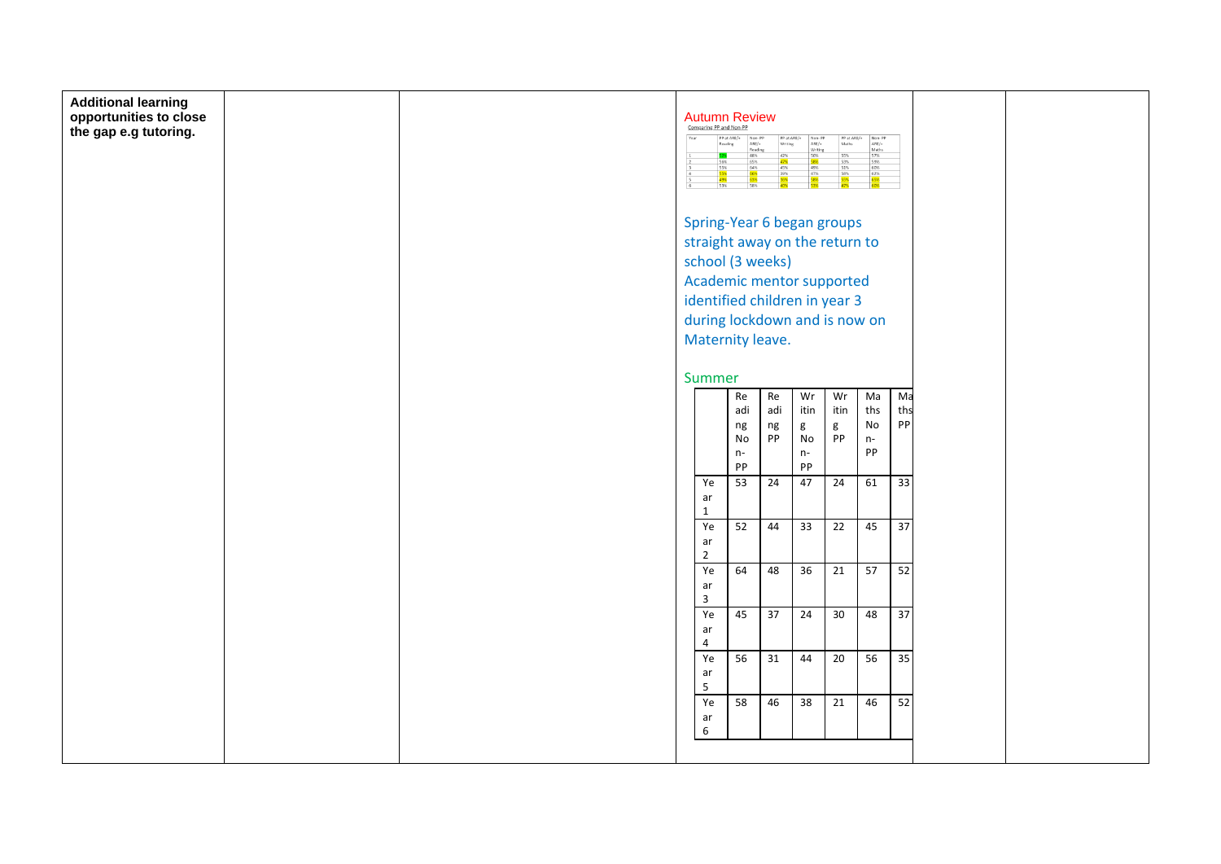**Additional learning opportunities to close the gap e.g tutoring.**

Autumn Review

Comparing PP and Non PP

| Year | PP at ARE/+ Reading | Non-PP ARE/+ Reading | PP at ARE/+ Writing | Non-PP ARE/+ Writing | PP at ARE/+ Maths | Non-PP ARE/+ Maths |
|---|---|---|---|---|---|---|
| 1 | 53% | 48% | 42% | 50% | 55% | 57% |
| 2 | 56% | 65% | 47% | 58% | 53% | 59% |
| 3 | 53% | 64% | 45% | 46% | 53% | 65% |
| 4 | 55% | 66% | 39% | 47% | 59% | 62% |
| 5 | 49% | 65% | 30% | 58% | 55% | 65% |
| 6 | 53% | 58% | 40% | 53% | 47% | 60% |

Spring-Year 6 began groups straight away on the return to school (3 weeks)
Academic mentor supported identified children in year 3 during lockdown and is now on Maternity leave.

Summer

| | Reading Non-PP | Reading PP | Writing Non-PP | Writing PP | Maths Non-PP | Maths PP |
|---|---|---|---|---|---|---|
| Year 1 | 53 | 24 | 47 | 24 | 61 | 33 |
| Year 2 | 52 | 44 | 33 | 22 | 45 | 37 |
| Year 3 | 64 | 48 | 36 | 21 | 57 | 52 |
| Year 4 | 45 | 37 | 24 | 30 | 48 | 37 |
| Year 5 | 56 | 31 | 44 | 20 | 56 | 35 |
| Year 6 | 58 | 46 | 38 | 21 | 46 | 52 |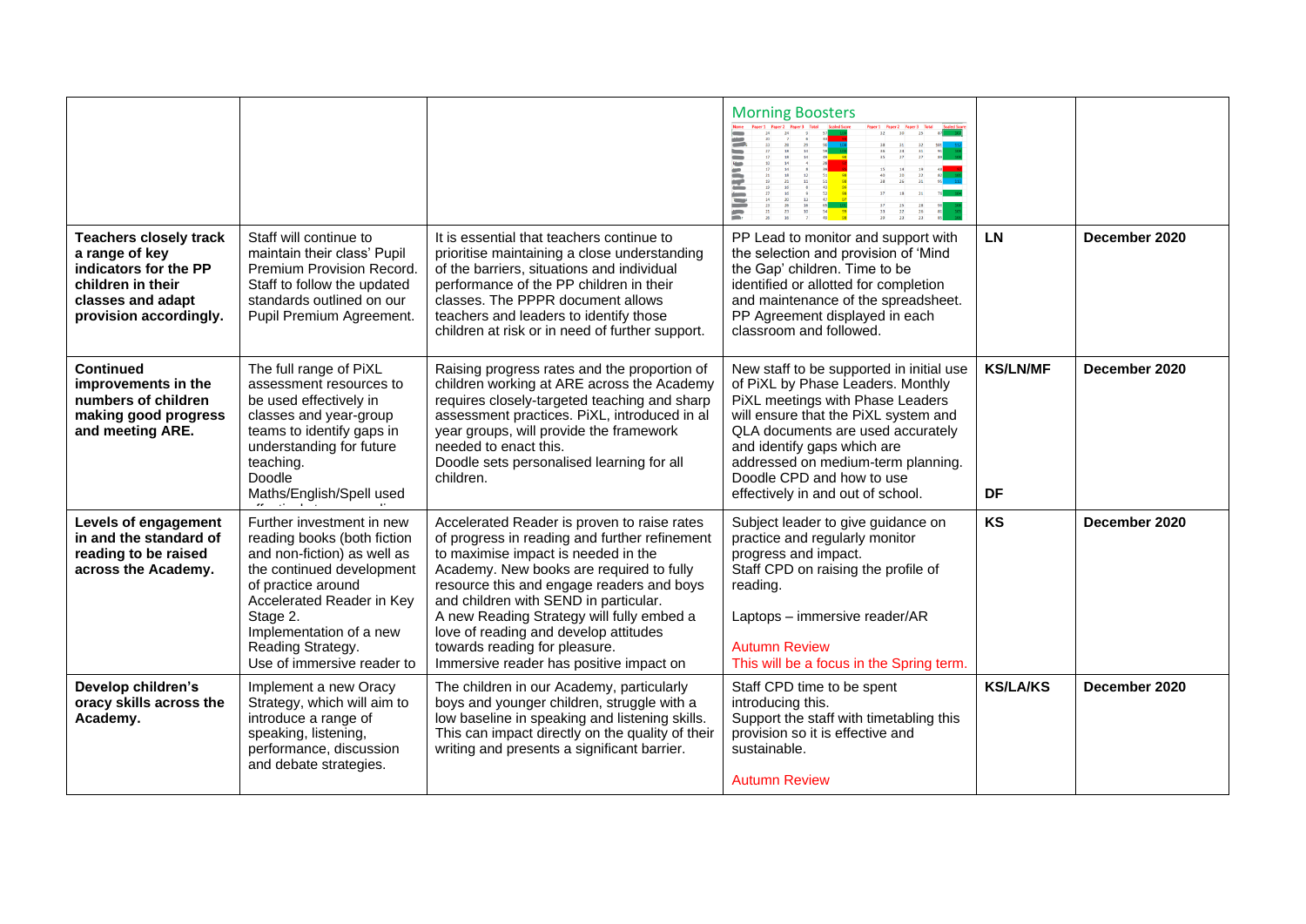| | | | Morning Boosters | | |
|---|---|---|---|---|---|
| **Teachers closely track a range of key indicators for the PP children in their classes and adapt provision accordingly.** | Staff will continue to maintain their class' Pupil Premium Provision Record. Staff to follow the updated standards outlined on our Pupil Premium Agreement. | It is essential that teachers continue to prioritise maintaining a close understanding of the barriers, situations and individual performance of the PP children in their classes. The PPPR document allows teachers and leaders to identify those children at risk or in need of further support. | PP Lead to monitor and support with the selection and provision of 'Mind the Gap' children. Time to be identified or allotted for completion and maintenance of the spreadsheet. PP Agreement displayed in each classroom and followed. | **LN** | **December 2020** |
| **Continued improvements in the numbers of children making good progress and meeting ARE.** | The full range of PiXL assessment resources to be used effectively in classes and year-group teams to identify gaps in understanding for future teaching. Doodle Maths/English/Spell used | Raising progress rates and the proportion of children working at ARE across the Academy requires closely-targeted teaching and sharp assessment practices. PiXL, introduced in al year groups, will provide the framework needed to enact this. Doodle sets personalised learning for all children. | New staff to be supported in initial use of PiXL by Phase Leaders. Monthly PiXL meetings with Phase Leaders will ensure that the PiXL system and QLA documents are used accurately and identify gaps which are addressed on medium-term planning. Doodle CPD and how to use effectively in and out of school. | **KS/LN/MF** **DF** | **December 2020** |
| **Levels of engagement in and the standard of reading to be raised across the Academy.** | Further investment in new reading books (both fiction and non-fiction) as well as the continued development of practice around Accelerated Reader in Key Stage 2. Implementation of a new Reading Strategy. Use of immersive reader to | Accelerated Reader is proven to raise rates of progress in reading and further refinement to maximise impact is needed in the Academy. New books are required to fully resource this and engage readers and boys and children with SEND in particular. A new Reading Strategy will fully embed a love of reading and develop attitudes towards reading for pleasure. Immersive reader has positive impact on | Subject leader to give guidance on practice and regularly monitor progress and impact. Staff CPD on raising the profile of reading. Laptops – immersive reader/AR Autumn Review This will be a focus in the Spring term. | **KS** | **December 2020** |
| **Develop children's oracy skills across the Academy.** | Implement a new Oracy Strategy, which will aim to introduce a range of speaking, listening, performance, discussion and debate strategies. | The children in our Academy, particularly boys and younger children, struggle with a low baseline in speaking and listening skills. This can impact directly on the quality of their writing and presents a significant barrier. | Staff CPD time to be spent introducing this. Support the staff with timetabling this provision so it is effective and sustainable. Autumn Review | **KS/LA/KS** | **December 2020** |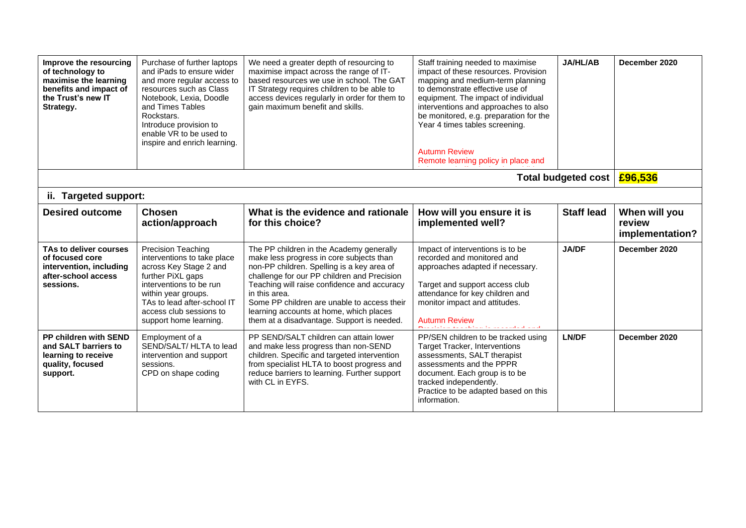| Improve the resourcing of technology to maximise the learning benefits and impact of the Trust's new IT Strategy. | Purchase of further laptops and iPads to ensure wider and more regular access to resources such as Class Notebook, Lexia, Doodle and Times Tables Rockstars.<br>Introduce provision to enable VR to be used to inspire and enrich learning. | We need a greater depth of resourcing to maximise impact across the range of IT-based resources we use in school. The GAT IT Strategy requires children to be able to access devices regularly in order for them to gain maximum benefit and skills. | Staff training needed to maximise impact of these resources. Provision mapping and medium-term planning to demonstrate effective use of equipment. The impact of individual interventions and approaches to also be monitored, e.g. preparation for the Year 4 times tables screening.<br><br>Autumn Review<br>Remote learning policy in place and | JA/HL/AB | December 2020 |
|---|---|---|---|---|---|
| | | | | **Total budgeted cost** | **£96,536** |

## ii. Targeted support:

| Desired outcome | Chosen action/approach | What is the evidence and rationale for this choice? | How will you ensure it is implemented well? | Staff lead | When will you review implementation? |
|---|---|---|---|---|---|
| **TAs to deliver courses of focused core intervention, including after-school access sessions.** | Precision Teaching interventions to take place across Key Stage 2 and further PiXL gaps interventions to be run within year groups.<br>TAs to lead after-school IT access club sessions to support home learning. | The PP children in the Academy generally make less progress in core subjects than non-PP children. Spelling is a key area of challenge for our PP children and Precision Teaching will raise confidence and accuracy in this area.<br>Some PP children are unable to access their learning accounts at home, which places them at a disadvantage. Support is needed. | Impact of interventions is to be recorded and monitored and approaches adapted if necessary.<br><br>Target and support access club attendance for key children and monitor impact and attitudes.<br><br>Autumn Review<br>Precision teaching is recorded and | **JA/DF** | **December 2020** |
| **PP children with SEND and SALT barriers to learning to receive quality, focused support.** | Employment of a SEND/SALT/ HLTA to lead intervention and support sessions.<br>CPD on shape coding | PP SEND/SALT children can attain lower and make less progress than non-SEND children. Specific and targeted intervention from specialist HLTA to boost progress and reduce barriers to learning. Further support with CL in EYFS. | PP/SEN children to be tracked using Target Tracker, Interventions assessments, SALT therapist assessments and the PPPR document. Each group is to be tracked independently.<br>Practice to be adapted based on this information. | **LN/DF** | **December 2020** |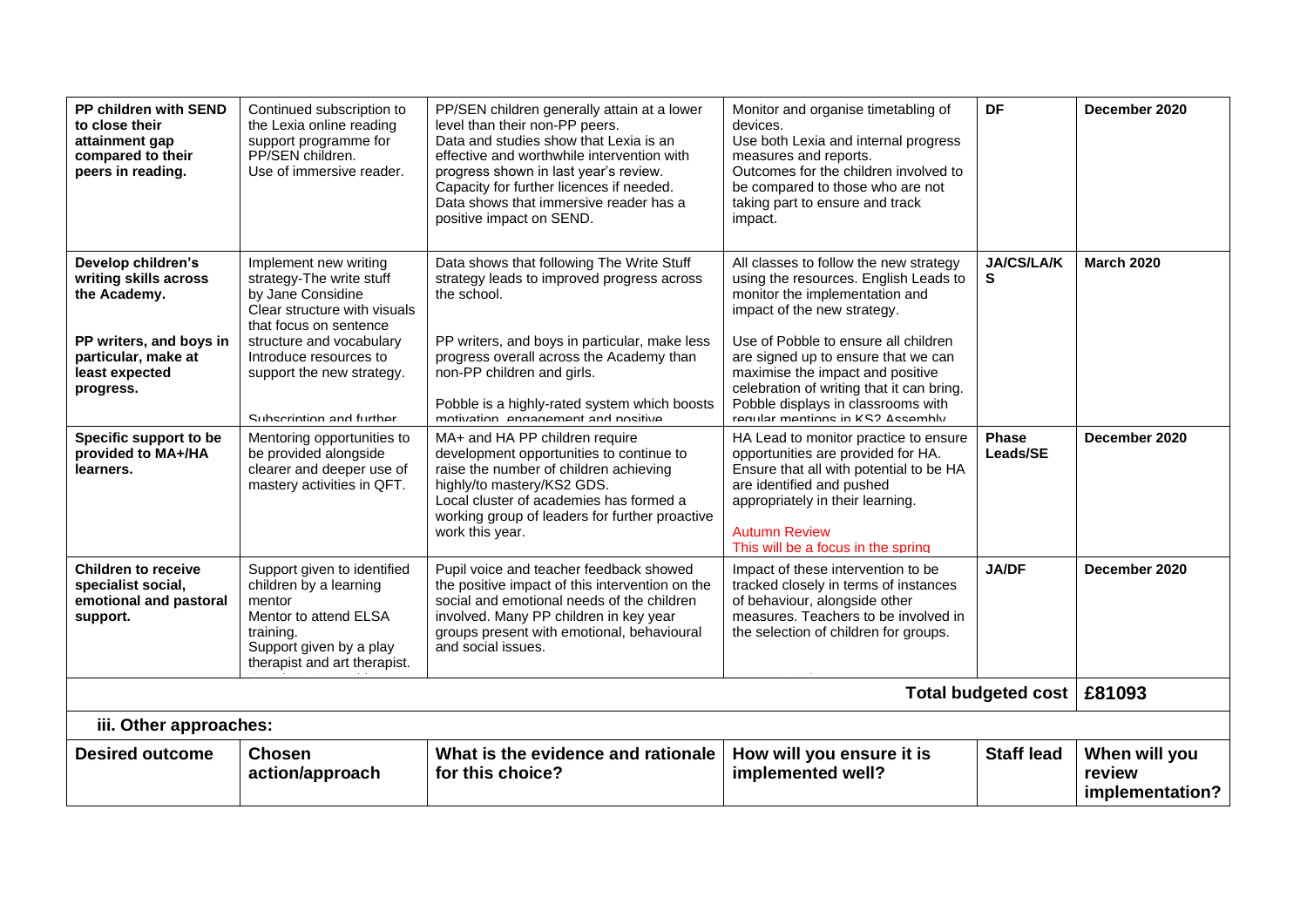| PP children with SEND to close their attainment gap compared to their peers in reading. | Continued subscription to the Lexia online reading support programme for PP/SEN children.<br>Use of immersive reader. | PP/SEN children generally attain at a lower level than their non-PP peers.<br>Data and studies show that Lexia is an effective and worthwhile intervention with progress shown in last year's review.<br>Capacity for further licences if needed.<br>Data shows that immersive reader has a positive impact on SEND. | Monitor and organise timetabling of devices.<br>Use both Lexia and internal progress measures and reports.<br>Outcomes for the children involved to be compared to those who are not taking part to ensure and track impact. | **DF** | **December 2020** |
|---|---|---|---|---|---|
| **Develop children's writing skills across the Academy.**<br><br>**PP writers, and boys in particular, make at least expected progress.** | Implement new writing strategy-The write stuff by Jane Considine<br>Clear structure with visuals that focus on sentence structure and vocabulary<br>Introduce resources to support the new strategy.<br><br>Subscription and further | Data shows that following The Write Stuff strategy leads to improved progress across the school.<br><br>PP writers, and boys in particular, make less progress overall across the Academy than non-PP children and girls.<br><br>Pobble is a highly-rated system which boosts motivation, engagement and positive | All classes to follow the new strategy using the resources. English Leads to monitor the implementation and impact of the new strategy.<br><br>Use of Pobble to ensure all children are signed up to ensure that we can maximise the impact and positive celebration of writing that it can bring.<br>Pobble displays in classrooms with regular mentions in KS2 Assembly | **JA/CS/LA/KS** | **March 2020** |
| **Specific support to be provided to MA+/HA learners.** | Mentoring opportunities to be provided alongside clearer and deeper use of mastery activities in QFT. | MA+ and HA PP children require development opportunities to continue to raise the number of children achieving highly/to mastery/KS2 GDS.<br>Local cluster of academies has formed a working group of leaders for further proactive work this year. | HA Lead to monitor practice to ensure opportunities are provided for HA.<br>Ensure that all with potential to be HA are identified and pushed appropriately in their learning.<br><br>Autumn Review<br>This will be a focus in the spring | **Phase Leads/SE** | **December 2020** |
| **Children to receive specialist social, emotional and pastoral support.** | Support given to identified children by a learning mentor<br>Mentor to attend ELSA training.<br>Support given by a play therapist and art therapist. | Pupil voice and teacher feedback showed the positive impact of this intervention on the social and emotional needs of the children involved. Many PP children in key year groups present with emotional, behavioural and social issues. | Impact of these intervention to be tracked closely in terms of instances of behaviour, alongside other measures. Teachers to be involved in the selection of children for groups. | **JA/DF** | **December 2020** |
| | | | | **Total budgeted cost** | **£81093** |

**iii. Other approaches:**

| Desired outcome | Chosen action/approach | What is the evidence and rationale for this choice? | How will you ensure it is implemented well? | Staff lead | When will you review implementation? |
|---|---|---|---|---|---|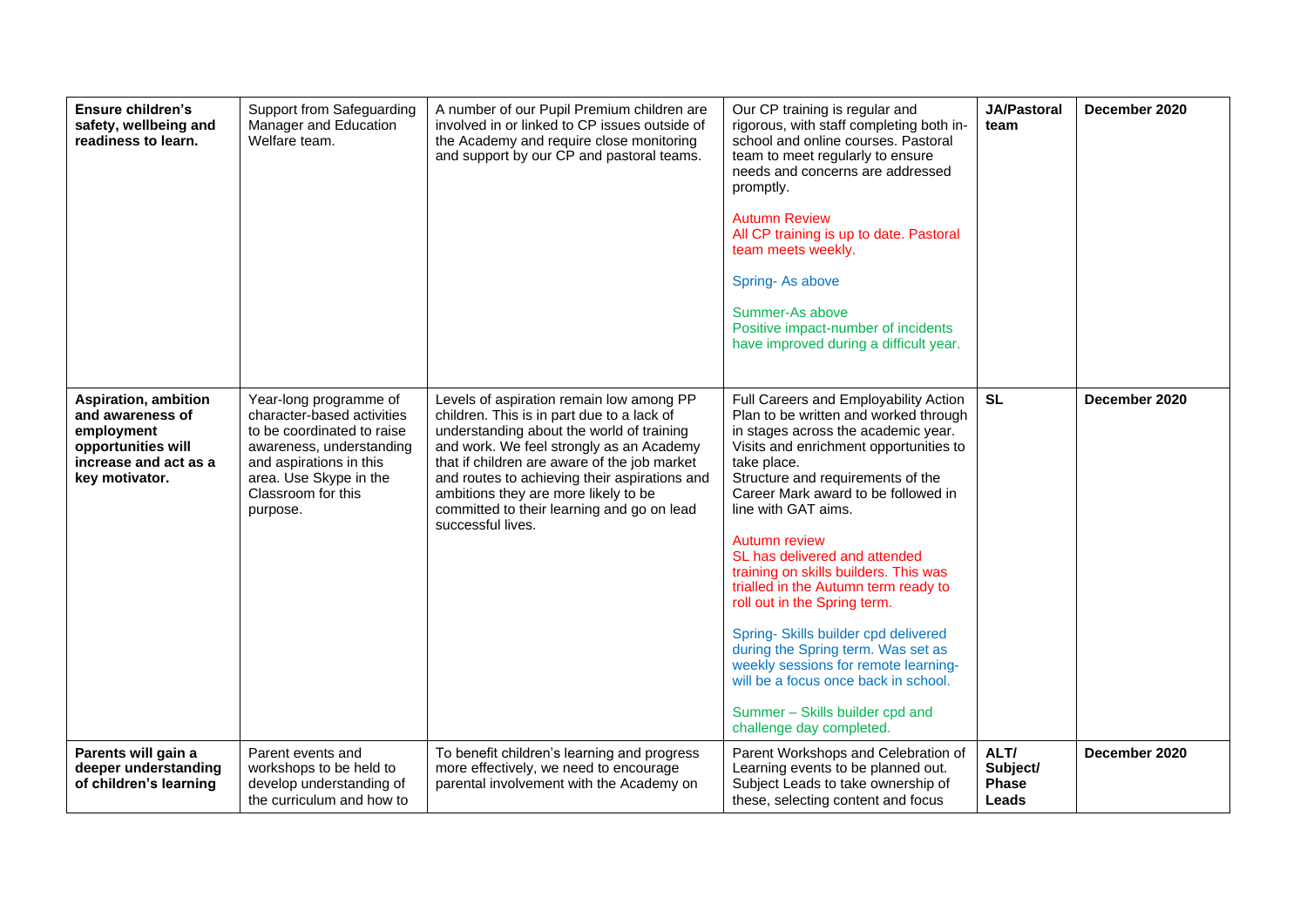| **Ensure children's safety, wellbeing and readiness to learn.** | Support from Safeguarding Manager and Education Welfare team. | A number of our Pupil Premium children are involved in or linked to CP issues outside of the Academy and require close monitoring and support by our CP and pastoral teams. | Our CP training is regular and rigorous, with staff completing both in-school and online courses. Pastoral team to meet regularly to ensure needs and concerns are addressed promptly.<br><br>Autumn Review<br>All CP training is up to date. Pastoral team meets weekly.<br><br>Spring- As above<br><br>Summer-As above<br>Positive impact-number of incidents have improved during a difficult year. | **JA/Pastoral team** | **December 2020** |
|---|---|---|---|---|---|
| **Aspiration, ambition and awareness of employment opportunities will increase and act as a key motivator.** | Year-long programme of character-based activities to be coordinated to raise awareness, understanding and aspirations in this area. Use Skype in the Classroom for this purpose. | Levels of aspiration remain low among PP children. This is in part due to a lack of understanding about the world of training and work. We feel strongly as an Academy that if children are aware of the job market and routes to achieving their aspirations and ambitions they are more likely to be committed to their learning and go on lead successful lives. | Full Careers and Employability Action Plan to be written and worked through in stages across the academic year. Visits and enrichment opportunities to take place.<br>Structure and requirements of the Career Mark award to be followed in line with GAT aims.<br><br>Autumn review<br>SL has delivered and attended training on skills builders. This was trialled in the Autumn term ready to roll out in the Spring term.<br><br>Spring- Skills builder cpd delivered during the Spring term. Was set as weekly sessions for remote learning- will be a focus once back in school.<br><br>Summer – Skills builder cpd and challenge day completed. | **SL** | **December 2020** |
| **Parents will gain a deeper understanding of children's learning** | Parent events and workshops to be held to develop understanding of the curriculum and how to | To benefit children's learning and progress more effectively, we need to encourage parental involvement with the Academy on | Parent Workshops and Celebration of Learning events to be planned out. Subject Leads to take ownership of these, selecting content and focus | **ALT/ Subject/ Phase Leads** | **December 2020** |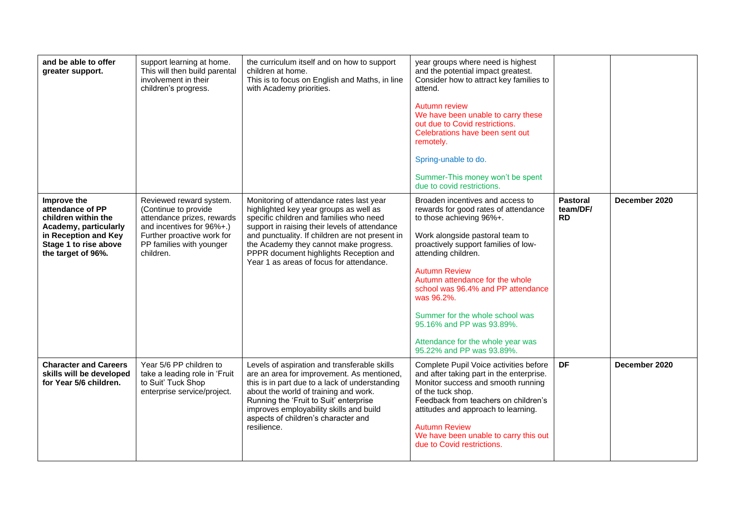| | | | | | |
|---|---|---|---|---|---|
| **and be able to offer greater support.** | support learning at home. This will then build parental involvement in their children's progress. | the curriculum itself and on how to support children at home.<br>This is to focus on English and Maths, in line with Academy priorities. | year groups where need is highest and the potential impact greatest. Consider how to attract key families to attend.<br><br>Autumn review<br>We have been unable to carry these out due to Covid restrictions. Celebrations have been sent out remotely.<br><br>Spring-unable to do.<br><br>Summer-This money won't be spent due to covid restrictions. | | |
| **Improve the attendance of PP children within the Academy, particularly in Reception and Key Stage 1 to rise above the target of 96%.** | Reviewed reward system. (Continue to provide attendance prizes, rewards and incentives for 96%+.) Further proactive work for PP families with younger children. | Monitoring of attendance rates last year highlighted key year groups as well as specific children and families who need support in raising their levels of attendance and punctuality. If children are not present in the Academy they cannot make progress. PPPR document highlights Reception and Year 1 as areas of focus for attendance. | Broaden incentives and access to rewards for good rates of attendance to those achieving 96%+.<br><br>Work alongside pastoral team to proactively support families of low-attending children.<br><br>Autumn Review<br>Autumn attendance for the whole school was 96.4% and PP attendance was 96.2%.<br><br>Summer for the whole school was 95.16% and PP was 93.89%.<br><br>Attendance for the whole year was 95.22% and PP was 93.89%. | **Pastoral team/DF/ RD** | **December 2020** |
| **Character and Careers skills will be developed for Year 5/6 children.** | Year 5/6 PP children to take a leading role in 'Fruit to Suit' Tuck Shop enterprise service/project. | Levels of aspiration and transferable skills are an area for improvement. As mentioned, this is in part due to a lack of understanding about the world of training and work. Running the 'Fruit to Suit' enterprise improves employability skills and build aspects of children's character and resilience. | Complete Pupil Voice activities before and after taking part in the enterprise. Monitor success and smooth running of the tuck shop.<br>Feedback from teachers on children's attitudes and approach to learning.<br><br>Autumn Review<br>We have been unable to carry this out due to Covid restrictions. | **DF** | **December 2020** |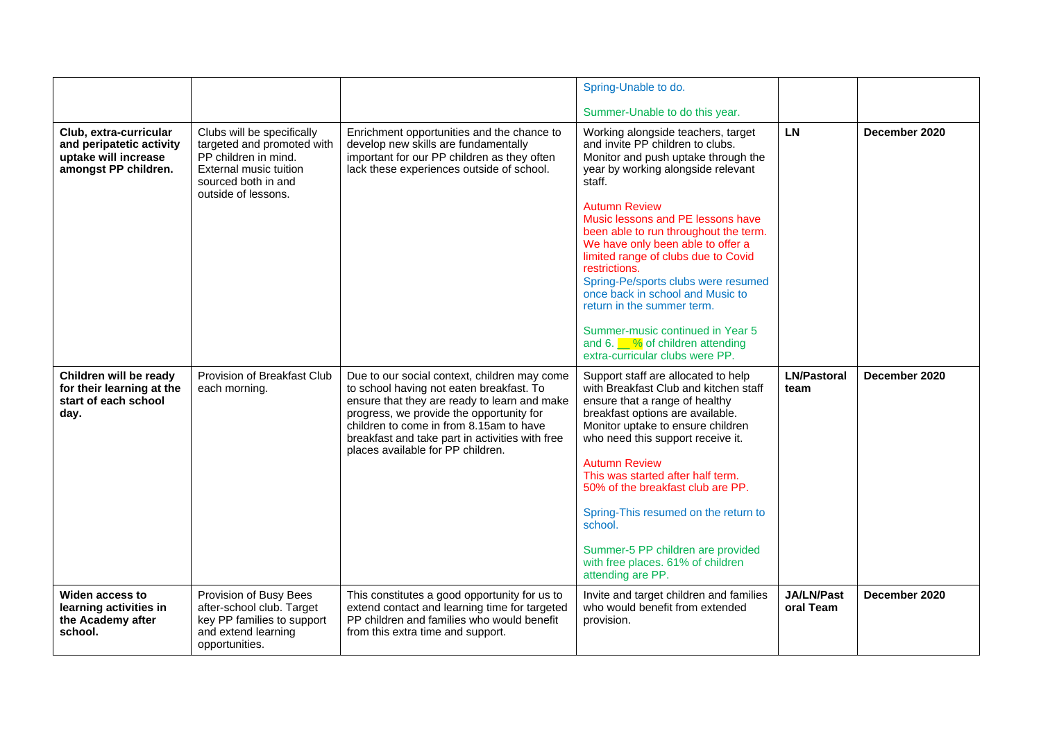|  |  |  | Spring-Unable to do.<br><br>Summer-Unable to do this year. |  |  |
|---|---|---|---|---|---|
| **Club, extra-curricular and peripatetic activity uptake will increase amongst PP children.** | Clubs will be specifically targeted and promoted with PP children in mind. External music tuition sourced both in and outside of lessons. | Enrichment opportunities and the chance to develop new skills are fundamentally important for our PP children as they often lack these experiences outside of school. | Working alongside teachers, target and invite PP children to clubs. Monitor and push uptake through the year by working alongside relevant staff.<br><br>Autumn Review<br>Music lessons and PE lessons have been able to run throughout the term. We have only been able to offer a limited range of clubs due to Covid restrictions.<br>Spring-Pe/sports clubs were resumed once back in school and Music to return in the summer term.<br><br>Summer-music continued in Year 5 and 6. __% of children attending extra-curricular clubs were PP. | **LN** | **December 2020** |
| **Children will be ready for their learning at the start of each school day.** | Provision of Breakfast Club each morning. | Due to our social context, children may come to school having not eaten breakfast. To ensure that they are ready to learn and make progress, we provide the opportunity for children to come in from 8.15am to have breakfast and take part in activities with free places available for PP children. | Support staff are allocated to help with Breakfast Club and kitchen staff ensure that a range of healthy breakfast options are available. Monitor uptake to ensure children who need this support receive it.<br><br>Autumn Review<br>This was started after half term.<br>50% of the breakfast club are PP.<br><br>Spring-This resumed on the return to school.<br><br>Summer-5 PP children are provided with free places. 61% of children attending are PP. | **LN/Pastoral team** | **December 2020** |
| **Widen access to learning activities in the Academy after school.** | Provision of Busy Bees after-school club. Target key PP families to support and extend learning opportunities. | This constitutes a good opportunity for us to extend contact and learning time for targeted PP children and families who would benefit from this extra time and support. | Invite and target children and families who would benefit from extended provision. | **JA/LN/Pastoral Team** | **December 2020** |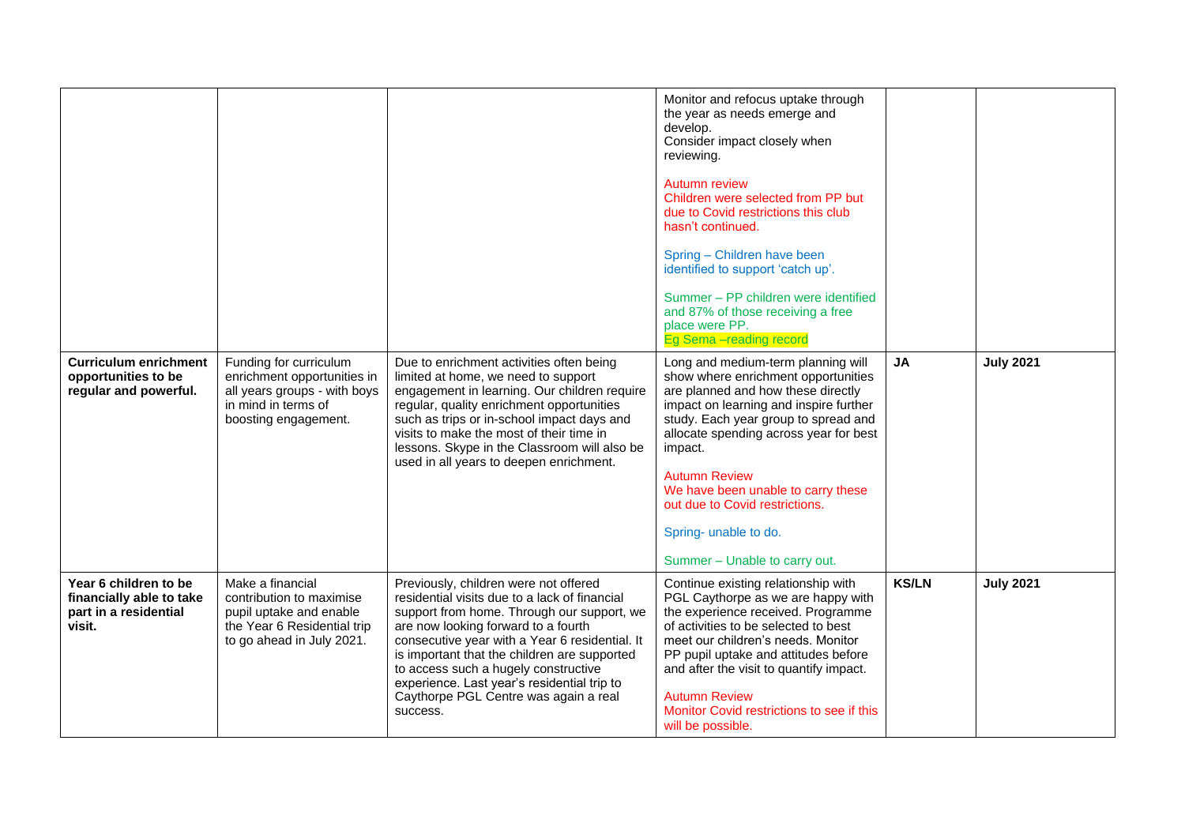| | | | | | |
|---|---|---|---|---|---|
| | | | Monitor and refocus uptake through the year as needs emerge and develop.<br>Consider impact closely when reviewing.<br><br>Autumn review<br>Children were selected from PP but due to Covid restrictions this club hasn't continued.<br><br>Spring – Children have been identified to support 'catch up'.<br><br>Summer – PP children were identified and 87% of those receiving a free place were PP.<br>Eg Sema –reading record | | |
| **Curriculum enrichment opportunities to be regular and powerful.** | Funding for curriculum enrichment opportunities in all years groups - with boys in mind in terms of boosting engagement. | Due to enrichment activities often being limited at home, we need to support engagement in learning. Our children require regular, quality enrichment opportunities such as trips or in-school impact days and visits to make the most of their time in lessons. Skype in the Classroom will also be used in all years to deepen enrichment. | Long and medium-term planning will show where enrichment opportunities are planned and how these directly impact on learning and inspire further study. Each year group to spread and allocate spending across year for best impact.<br><br>Autumn Review<br>We have been unable to carry these out due to Covid restrictions.<br><br>Spring- unable to do.<br><br>Summer – Unable to carry out. | **JA** | **July 2021** |
| **Year 6 children to be financially able to take part in a residential visit.** | Make a financial contribution to maximise pupil uptake and enable the Year 6 Residential trip to go ahead in July 2021. | Previously, children were not offered residential visits due to a lack of financial support from home. Through our support, we are now looking forward to a fourth consecutive year with a Year 6 residential. It is important that the children are supported to access such a hugely constructive experience. Last year's residential trip to Caythorpe PGL Centre was again a real success. | Continue existing relationship with PGL Caythorpe as we are happy with the experience received. Programme of activities to be selected to best meet our children's needs. Monitor PP pupil uptake and attitudes before and after the visit to quantify impact.<br><br>Autumn Review<br>Monitor Covid restrictions to see if this will be possible. | **KS/LN** | **July 2021** |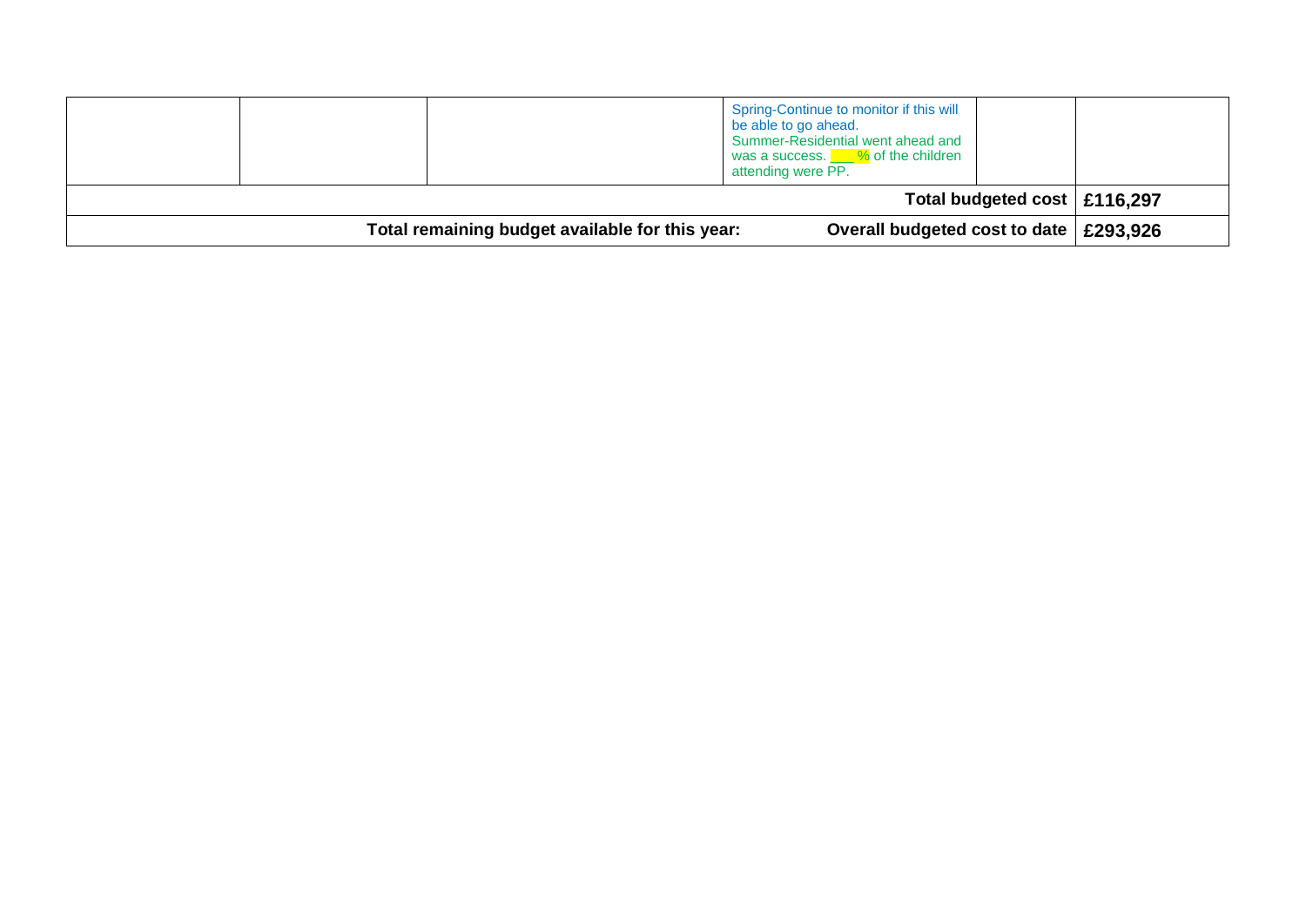| | | | | | |
|---|---|---|---|---|---|
| | | | Spring-Continue to monitor if this will be able to go ahead.<br>Summer-Residential went ahead and was a success. ____% of the children attending were PP. | | |
| | | | | **Total budgeted cost** | **£116,297** |
| | | **Total remaining budget available for this year:** | | **Overall budgeted cost to date** | **£293,926** |